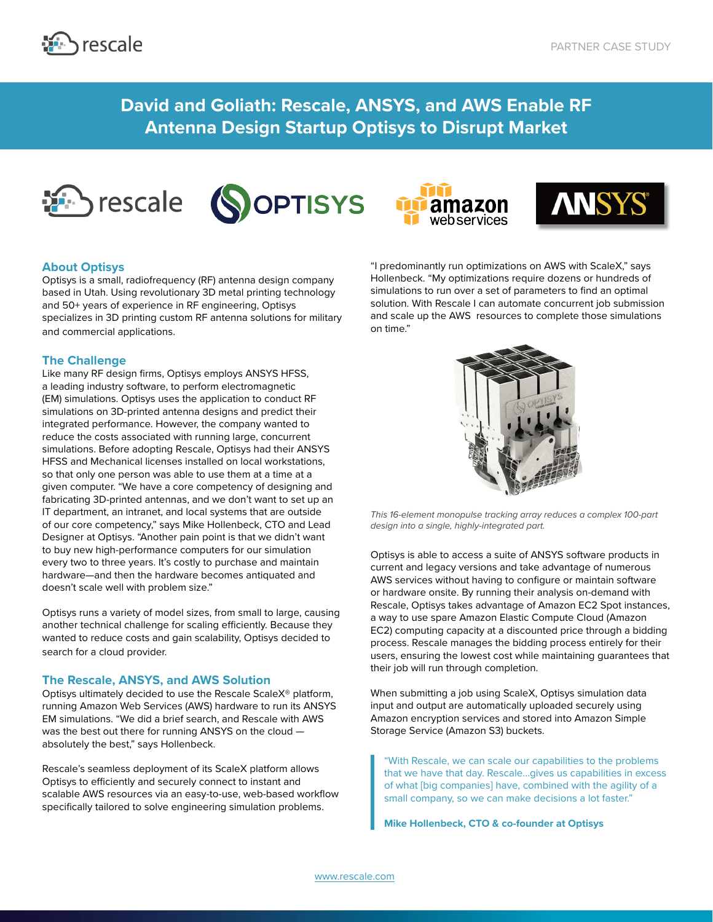PARTNER CASE STUDY

# David and Goliath: Rescale, ANSYS, and AWS Enable RF Antenna Design Startup Optisys to Disrupt Market

## About Optisys

Optisys is a small, radiofrequency (RF) antenna design company based in Utah. Using revolutionary 3D metal printing technology and 50+ years of experience in RF engineering, Optisys specializes in 3D printing custom RF antenna solutions for military and commercial applications.

## The Challenge

Like many RF design firms, Optisys employs ANSYS HFSS, a leading industry software, to perform electromagnetic (EM) simulations. Optisys uses the application to conduct RF simulations on 3D-printed antenna designs and predict their integrated performance. However, the company wanted to reduce the costs associated with running large, concurrent simulations. Before adopting Rescale, Optisys had their ANSYS HFSS and Mechanical licenses installed on local workstations, so that only one person was able to use them at a time at a given computer. "We have a core competency of designing and fabricating 3D-printed antennas, and we don't want to set up an IT department, an intranet, and local systems that are outside of our core competency," says Mike Hollenbeck, CTO and Lead Designer at Optisys. "Another pain point is that we didn't want to buy new high-performance computers for our simulation every two to three years. It's costly to purchase and maintain hardware—and then the hardware becomes antiquated and doesn't scale well with problem size."

Optisys runs a variety of model sizes, from small to large, causing another technical challenge for scaling efficiently. Because they wanted to reduce costs and gain scalability, Optisys decided to search for a cloud provider.

## The Rescale, ANSYS, and AWS Solution

Optisys ultimately decided to use the Rescale ScaleX® platform, running Amazon Web Services (AWS) hardware to run its ANSYS EM simulations. "We did a brief search, and Rescale with AWS was the best out there for running ANSYS on the cloud — absolutely the best," says Hollenbeck.

Rescale's seamless deployment of its ScaleX platform allows Optisys to efficiently and securely connect to instant and scalable AWS resources via an easy-to-use, web-based workflow specifically tailored to solve engineering simulation problems.

"I predominantly run optimizations on AWS with ScaleX," says Hollenbeck. "My optimizations require dozens or hundreds of simulations to run over a set of parameters to find an optimal solution. With Rescale I can automate concurrent job submission and scale up the AWS resources to complete those simulations on time."

*This 16-element monopulse tracking array reduces a complex 100-part design into a single, highly-integrated part.*

Optisys is able to access a suite of ANSYS software products in current and legacy versions and take advantage of numerous AWS services without having to configure or maintain software or hardware onsite. By running their analysis on-demand with Rescale, Optisys takes advantage of Amazon EC2 Spot instances, a way to use spare Amazon Elastic Compute Cloud (Amazon EC2) computing capacity at a discounted price through a bidding process. Rescale manages the bidding process entirely for their users, ensuring the lowest cost while maintaining guarantees that their job will run through completion.

When submitting a job using ScaleX, Optisys simulation data input and output are automatically uploaded securely using Amazon encryption services and stored into Amazon Simple Storage Service (Amazon S3) buckets.

> "With Rescale, we can scale our capabilities to the problems that we have that day. Rescale...gives us capabilities in excess of what [big companies] have, combined with the agility of a small company, so we can make decisions a lot faster."
>
> **Mike Hollenbeck, CTO & co-founder at Optisys**

www.rescale.com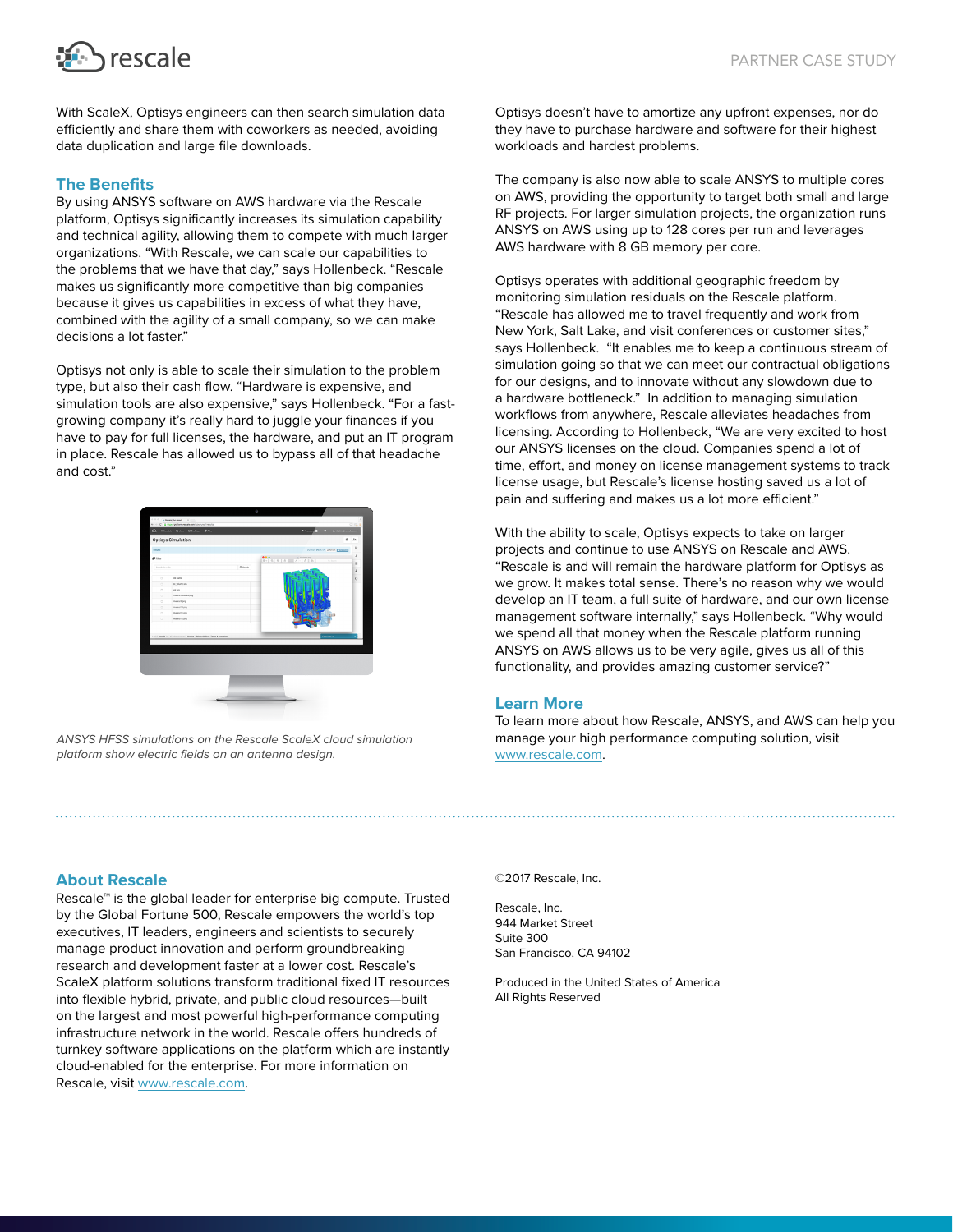With ScaleX, Optisys engineers can then search simulation data efficiently and share them with coworkers as needed, avoiding data duplication and large file downloads.

## The Benefits

By using ANSYS software on AWS hardware via the Rescale platform, Optisys significantly increases its simulation capability and technical agility, allowing them to compete with much larger organizations. "With Rescale, we can scale our capabilities to the problems that we have that day," says Hollenbeck. "Rescale makes us significantly more competitive than big companies because it gives us capabilities in excess of what they have, combined with the agility of a small company, so we can make decisions a lot faster."

Optisys not only is able to scale their simulation to the problem type, but also their cash flow. "Hardware is expensive, and simulation tools are also expensive," says Hollenbeck. "For a fast-growing company it's really hard to juggle your finances if you have to pay for full licenses, the hardware, and put an IT program in place. Rescale has allowed us to bypass all of that headache and cost."

*ANSYS HFSS simulations on the Rescale ScaleX cloud simulation platform show electric fields on an antenna design.*

Optisys doesn't have to amortize any upfront expenses, nor do they have to purchase hardware and software for their highest workloads and hardest problems.

The company is also now able to scale ANSYS to multiple cores on AWS, providing the opportunity to target both small and large RF projects. For larger simulation projects, the organization runs ANSYS on AWS using up to 128 cores per run and leverages AWS hardware with 8 GB memory per core.

Optisys operates with additional geographic freedom by monitoring simulation residuals on the Rescale platform. "Rescale has allowed me to travel frequently and work from New York, Salt Lake, and visit conferences or customer sites," says Hollenbeck. "It enables me to keep a continuous stream of simulation going so that we can meet our contractual obligations for our designs, and to innovate without any slowdown due to a hardware bottleneck." In addition to managing simulation workflows from anywhere, Rescale alleviates headaches from licensing. According to Hollenbeck, "We are very excited to host our ANSYS licenses on the cloud. Companies spend a lot of time, effort, and money on license management systems to track license usage, but Rescale's license hosting saved us a lot of pain and suffering and makes us a lot more efficient."

With the ability to scale, Optisys expects to take on larger projects and continue to use ANSYS on Rescale and AWS. "Rescale is and will remain the hardware platform for Optisys as we grow. It makes total sense. There's no reason why we would develop an IT team, a full suite of hardware, and our own license management software internally," says Hollenbeck. "Why would we spend all that money when the Rescale platform running ANSYS on AWS allows us to be very agile, gives us all of this functionality, and provides amazing customer service?"

## Learn More

To learn more about how Rescale, ANSYS, and AWS can help you manage your high performance computing solution, visit www.rescale.com.

## About Rescale

Rescale™ is the global leader for enterprise big compute. Trusted by the Global Fortune 500, Rescale empowers the world's top executives, IT leaders, engineers and scientists to securely manage product innovation and perform groundbreaking research and development faster at a lower cost. Rescale's ScaleX platform solutions transform traditional fixed IT resources into flexible hybrid, private, and public cloud resources—built on the largest and most powerful high-performance computing infrastructure network in the world. Rescale offers hundreds of turnkey software applications on the platform which are instantly cloud-enabled for the enterprise. For more information on Rescale, visit www.rescale.com.

©2017 Rescale, Inc.

Rescale, Inc.
944 Market Street
Suite 300
San Francisco, CA 94102

Produced in the United States of America
All Rights Reserved